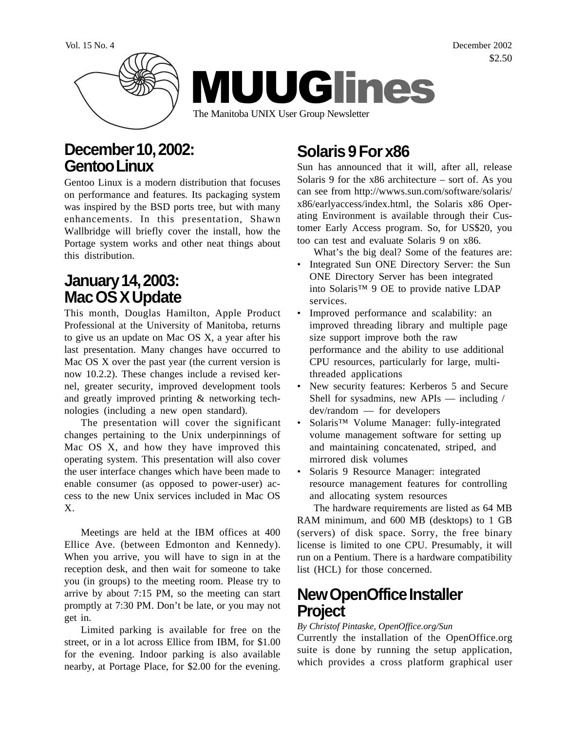Vol. 15 No. 4 December 2002

$2.50

# MUUGlines

The Manitoba UNIX User Group Newsletter

## December 10, 2002: Gentoo Linux

Gentoo Linux is a modern distribution that focuses on performance and features. Its packaging system was inspired by the BSD ports tree, but with many enhancements. In this presentation, Shawn Wallbridge will briefly cover the install, how the Portage system works and other neat things about this distribution.

## January 14, 2003: Mac OS X Update

This month, Douglas Hamilton, Apple Product Professional at the University of Manitoba, returns to give us an update on Mac OS X, a year after his last presentation. Many changes have occurred to Mac OS X over the past year (the current version is now 10.2.2). These changes include a revised kernel, greater security, improved development tools and greatly improved printing & networking technologies (including a new open standard).

The presentation will cover the significant changes pertaining to the Unix underpinnings of Mac OS X, and how they have improved this operating system. This presentation will also cover the user interface changes which have been made to enable consumer (as opposed to power-user) access to the new Unix services included in Mac OS X.

Meetings are held at the IBM offices at 400 Ellice Ave. (between Edmonton and Kennedy). When you arrive, you will have to sign in at the reception desk, and then wait for someone to take you (in groups) to the meeting room. Please try to arrive by about 7:15 PM, so the meeting can start promptly at 7:30 PM. Don't be late, or you may not get in.

Limited parking is available for free on the street, or in a lot across Ellice from IBM, for $1.00 for the evening. Indoor parking is also available nearby, at Portage Place, for $2.00 for the evening.

## Solaris 9 For x86

Sun has announced that it will, after all, release Solaris 9 for the x86 architecture – sort of. As you can see from http://wwws.sun.com/software/solaris/x86/earlyaccess/index.html, the Solaris x86 Operating Environment is available through their Customer Early Access program. So, for US$20, you too can test and evaluate Solaris 9 on x86.

What's the big deal? Some of the features are:

- Integrated Sun ONE Directory Server: the Sun ONE Directory Server has been integrated into Solaris™ 9 OE to provide native LDAP services.
- Improved performance and scalability: an improved threading library and multiple page size support improve both the raw performance and the ability to use additional CPU resources, particularly for large, multi-threaded applications
- New security features: Kerberos 5 and Secure Shell for sysadmins, new APIs — including /dev/random — for developers
- Solaris™ Volume Manager: fully-integrated volume management software for setting up and maintaining concatenated, striped, and mirrored disk volumes
- Solaris 9 Resource Manager: integrated resource management features for controlling and allocating system resources

The hardware requirements are listed as 64 MB RAM minimum, and 600 MB (desktops) to 1 GB (servers) of disk space. Sorry, the free binary license is limited to one CPU. Presumably, it will run on a Pentium. There is a hardware compatibility list (HCL) for those concerned.

## New OpenOffice Installer Project

*By Christof Pintaske, OpenOffice.org/Sun*

Currently the installation of the OpenOffice.org suite is done by running the setup application, which provides a cross platform graphical user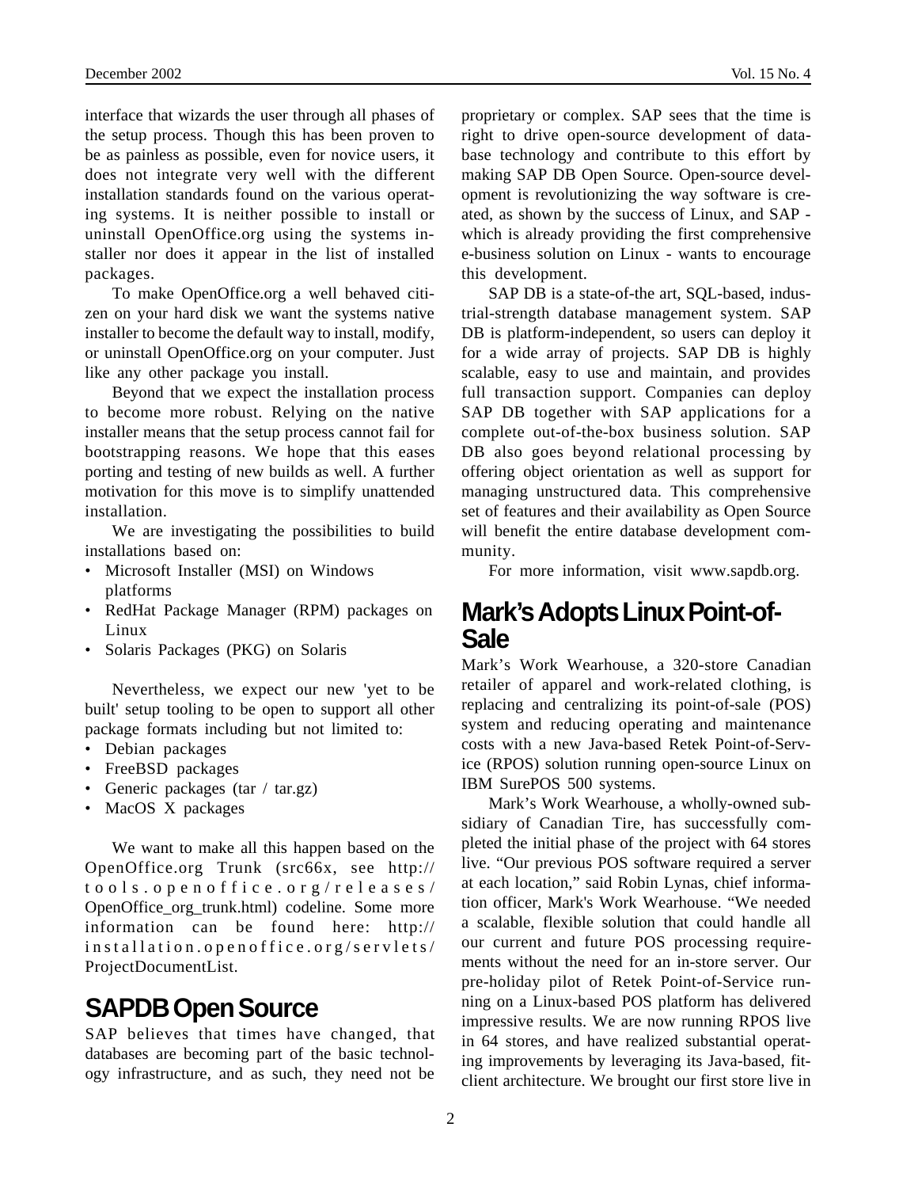interface that wizards the user through all phases of the setup process. Though this has been proven to be as painless as possible, even for novice users, it does not integrate very well with the different installation standards found on the various operating systems. It is neither possible to install or uninstall OpenOffice.org using the systems installer nor does it appear in the list of installed packages.

To make OpenOffice.org a well behaved citizen on your hard disk we want the systems native installer to become the default way to install, modify, or uninstall OpenOffice.org on your computer. Just like any other package you install.

Beyond that we expect the installation process to become more robust. Relying on the native installer means that the setup process cannot fail for bootstrapping reasons. We hope that this eases porting and testing of new builds as well. A further motivation for this move is to simplify unattended installation.

We are investigating the possibilities to build installations based on:

- Microsoft Installer (MSI) on Windows platforms
- RedHat Package Manager (RPM) packages on Linux
- Solaris Packages (PKG) on Solaris

Nevertheless, we expect our new 'yet to be built' setup tooling to be open to support all other package formats including but not limited to:

- Debian packages
- FreeBSD packages
- Generic packages (tar / tar.gz)
- MacOS X packages

We want to make all this happen based on the OpenOffice.org Trunk (src66x, see http://tools.openoffice.org/releases/OpenOffice_org_trunk.html) codeline. Some more information can be found here: http://installation.openoffice.org/servlets/ProjectDocumentList.

## SAPDB Open Source

SAP believes that times have changed, that databases are becoming part of the basic technology infrastructure, and as such, they need not be proprietary or complex. SAP sees that the time is right to drive open-source development of database technology and contribute to this effort by making SAP DB Open Source. Open-source development is revolutionizing the way software is created, as shown by the success of Linux, and SAP - which is already providing the first comprehensive e-business solution on Linux - wants to encourage this development.

SAP DB is a state-of-the art, SQL-based, industrial-strength database management system. SAP DB is platform-independent, so users can deploy it for a wide array of projects. SAP DB is highly scalable, easy to use and maintain, and provides full transaction support. Companies can deploy SAP DB together with SAP applications for a complete out-of-the-box business solution. SAP DB also goes beyond relational processing by offering object orientation as well as support for managing unstructured data. This comprehensive set of features and their availability as Open Source will benefit the entire database development community.

For more information, visit www.sapdb.org.

## Mark's Adopts Linux Point-of-Sale

Mark's Work Wearhouse, a 320-store Canadian retailer of apparel and work-related clothing, is replacing and centralizing its point-of-sale (POS) system and reducing operating and maintenance costs with a new Java-based Retek Point-of-Service (RPOS) solution running open-source Linux on IBM SurePOS 500 systems.

Mark's Work Wearhouse, a wholly-owned subsidiary of Canadian Tire, has successfully completed the initial phase of the project with 64 stores live. "Our previous POS software required a server at each location," said Robin Lynas, chief information officer, Mark's Work Wearhouse. "We needed a scalable, flexible solution that could handle all our current and future POS processing requirements without the need for an in-store server. Our pre-holiday pilot of Retek Point-of-Service running on a Linux-based POS platform has delivered impressive results. We are now running RPOS live in 64 stores, and have realized substantial operating improvements by leveraging its Java-based, fit-client architecture. We brought our first store live in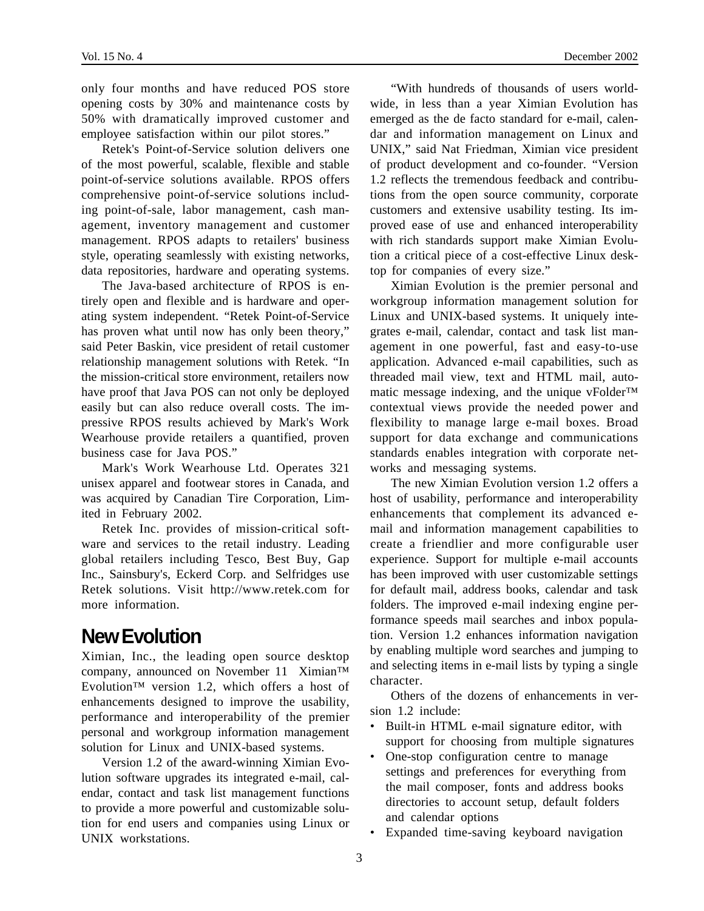only four months and have reduced POS store opening costs by 30% and maintenance costs by 50% with dramatically improved customer and employee satisfaction within our pilot stores."

Retek's Point-of-Service solution delivers one of the most powerful, scalable, flexible and stable point-of-service solutions available. RPOS offers comprehensive point-of-service solutions including point-of-sale, labor management, cash management, inventory management and customer management. RPOS adapts to retailers' business style, operating seamlessly with existing networks, data repositories, hardware and operating systems.

The Java-based architecture of RPOS is entirely open and flexible and is hardware and operating system independent. "Retek Point-of-Service has proven what until now has only been theory," said Peter Baskin, vice president of retail customer relationship management solutions with Retek. "In the mission-critical store environment, retailers now have proof that Java POS can not only be deployed easily but can also reduce overall costs. The impressive RPOS results achieved by Mark's Work Wearhouse provide retailers a quantified, proven business case for Java POS."

Mark's Work Wearhouse Ltd. Operates 321 unisex apparel and footwear stores in Canada, and was acquired by Canadian Tire Corporation, Limited in February 2002.

Retek Inc. provides of mission-critical software and services to the retail industry. Leading global retailers including Tesco, Best Buy, Gap Inc., Sainsbury's, Eckerd Corp. and Selfridges use Retek solutions. Visit http://www.retek.com for more information.

## New Evolution

Ximian, Inc., the leading open source desktop company, announced on November 11 Ximian™ Evolution™ version 1.2, which offers a host of enhancements designed to improve the usability, performance and interoperability of the premier personal and workgroup information management solution for Linux and UNIX-based systems.

Version 1.2 of the award-winning Ximian Evolution software upgrades its integrated e-mail, calendar, contact and task list management functions to provide a more powerful and customizable solution for end users and companies using Linux or UNIX workstations.

"With hundreds of thousands of users worldwide, in less than a year Ximian Evolution has emerged as the de facto standard for e-mail, calendar and information management on Linux and UNIX," said Nat Friedman, Ximian vice president of product development and co-founder. "Version 1.2 reflects the tremendous feedback and contributions from the open source community, corporate customers and extensive usability testing. Its improved ease of use and enhanced interoperability with rich standards support make Ximian Evolution a critical piece of a cost-effective Linux desktop for companies of every size."

Ximian Evolution is the premier personal and workgroup information management solution for Linux and UNIX-based systems. It uniquely integrates e-mail, calendar, contact and task list management in one powerful, fast and easy-to-use application. Advanced e-mail capabilities, such as threaded mail view, text and HTML mail, automatic message indexing, and the unique vFolder™ contextual views provide the needed power and flexibility to manage large e-mail boxes. Broad support for data exchange and communications standards enables integration with corporate networks and messaging systems.

The new Ximian Evolution version 1.2 offers a host of usability, performance and interoperability enhancements that complement its advanced e-mail and information management capabilities to create a friendlier and more configurable user experience. Support for multiple e-mail accounts has been improved with user customizable settings for default mail, address books, calendar and task folders. The improved e-mail indexing engine performance speeds mail searches and inbox population. Version 1.2 enhances information navigation by enabling multiple word searches and jumping to and selecting items in e-mail lists by typing a single character.

Others of the dozens of enhancements in version 1.2 include:

- Built-in HTML e-mail signature editor, with support for choosing from multiple signatures
- One-stop configuration centre to manage settings and preferences for everything from the mail composer, fonts and address books directories to account setup, default folders and calendar options
- Expanded time-saving keyboard navigation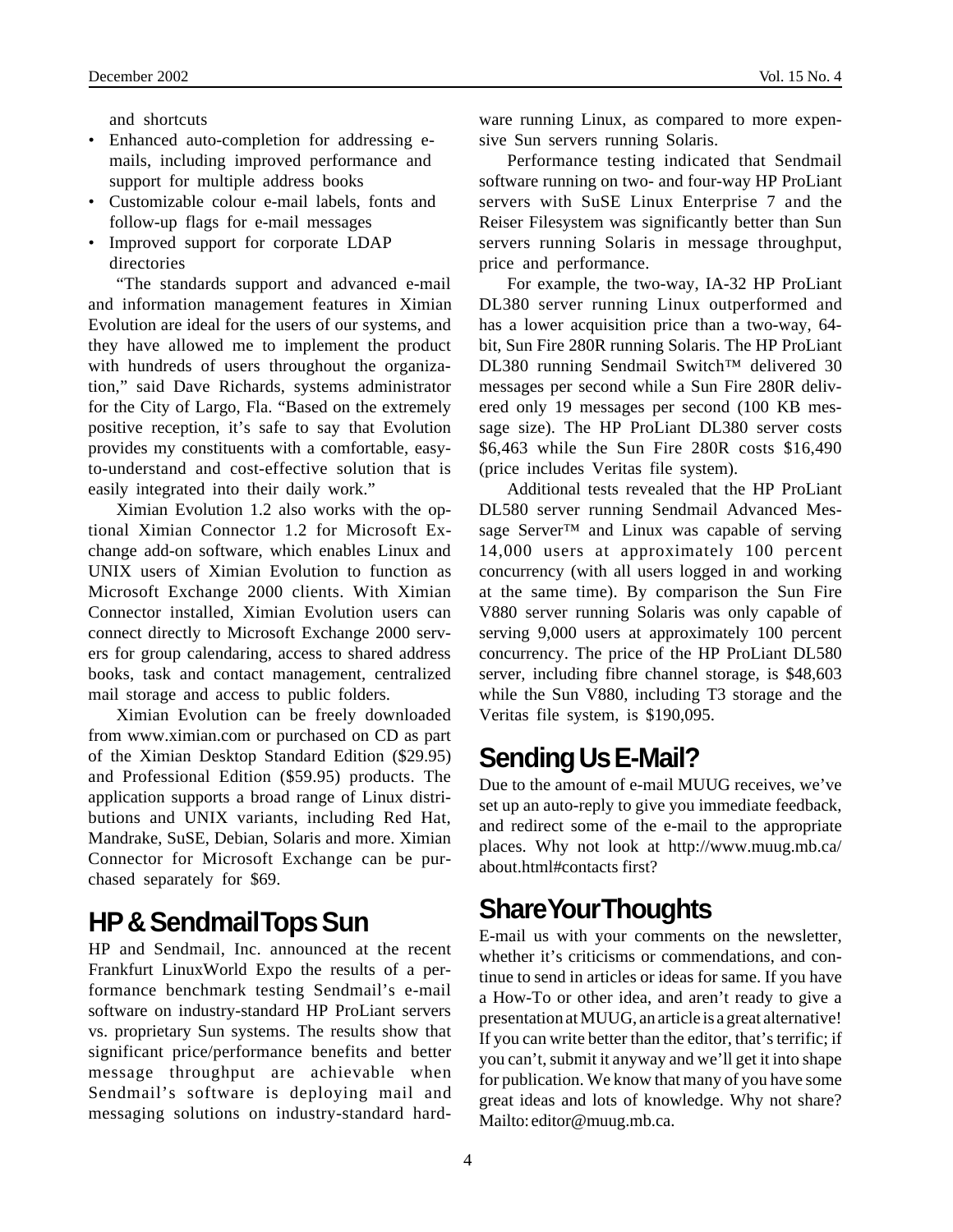and shortcuts

- Enhanced auto-completion for addressing e-mails, including improved performance and support for multiple address books
- Customizable colour e-mail labels, fonts and follow-up flags for e-mail messages
- Improved support for corporate LDAP directories

"The standards support and advanced e-mail and information management features in Ximian Evolution are ideal for the users of our systems, and they have allowed me to implement the product with hundreds of users throughout the organization," said Dave Richards, systems administrator for the City of Largo, Fla. "Based on the extremely positive reception, it's safe to say that Evolution provides my constituents with a comfortable, easy-to-understand and cost-effective solution that is easily integrated into their daily work."

Ximian Evolution 1.2 also works with the optional Ximian Connector 1.2 for Microsoft Exchange add-on software, which enables Linux and UNIX users of Ximian Evolution to function as Microsoft Exchange 2000 clients. With Ximian Connector installed, Ximian Evolution users can connect directly to Microsoft Exchange 2000 servers for group calendaring, access to shared address books, task and contact management, centralized mail storage and access to public folders.

Ximian Evolution can be freely downloaded from www.ximian.com or purchased on CD as part of the Ximian Desktop Standard Edition ($29.95) and Professional Edition ($59.95) products. The application supports a broad range of Linux distributions and UNIX variants, including Red Hat, Mandrake, SuSE, Debian, Solaris and more. Ximian Connector for Microsoft Exchange can be purchased separately for $69.

# HP & Sendmail Tops Sun

HP and Sendmail, Inc. announced at the recent Frankfurt LinuxWorld Expo the results of a performance benchmark testing Sendmail's e-mail software on industry-standard HP ProLiant servers vs. proprietary Sun systems. The results show that significant price/performance benefits and better message throughput are achievable when Sendmail's software is deploying mail and messaging solutions on industry-standard hardware running Linux, as compared to more expensive Sun servers running Solaris.

Performance testing indicated that Sendmail software running on two- and four-way HP ProLiant servers with SuSE Linux Enterprise 7 and the Reiser Filesystem was significantly better than Sun servers running Solaris in message throughput, price and performance.

For example, the two-way, IA-32 HP ProLiant DL380 server running Linux outperformed and has a lower acquisition price than a two-way, 64-bit, Sun Fire 280R running Solaris. The HP ProLiant DL380 running Sendmail Switch™ delivered 30 messages per second while a Sun Fire 280R delivered only 19 messages per second (100 KB message size). The HP ProLiant DL380 server costs $6,463 while the Sun Fire 280R costs $16,490 (price includes Veritas file system).

Additional tests revealed that the HP ProLiant DL580 server running Sendmail Advanced Message Server™ and Linux was capable of serving 14,000 users at approximately 100 percent concurrency (with all users logged in and working at the same time). By comparison the Sun Fire V880 server running Solaris was only capable of serving 9,000 users at approximately 100 percent concurrency. The price of the HP ProLiant DL580 server, including fibre channel storage, is $48,603 while the Sun V880, including T3 storage and the Veritas file system, is $190,095.

# Sending Us E-Mail?

Due to the amount of e-mail MUUG receives, we've set up an auto-reply to give you immediate feedback, and redirect some of the e-mail to the appropriate places. Why not look at http://www.muug.mb.ca/about.html#contacts first?

# Share Your Thoughts

E-mail us with your comments on the newsletter, whether it's criticisms or commendations, and continue to send in articles or ideas for same. If you have a How-To or other idea, and aren't ready to give a presentation at MUUG, an article is a great alternative! If you can write better than the editor, that's terrific; if you can't, submit it anyway and we'll get it into shape for publication. We know that many of you have some great ideas and lots of knowledge. Why not share? Mailto: editor@muug.mb.ca.